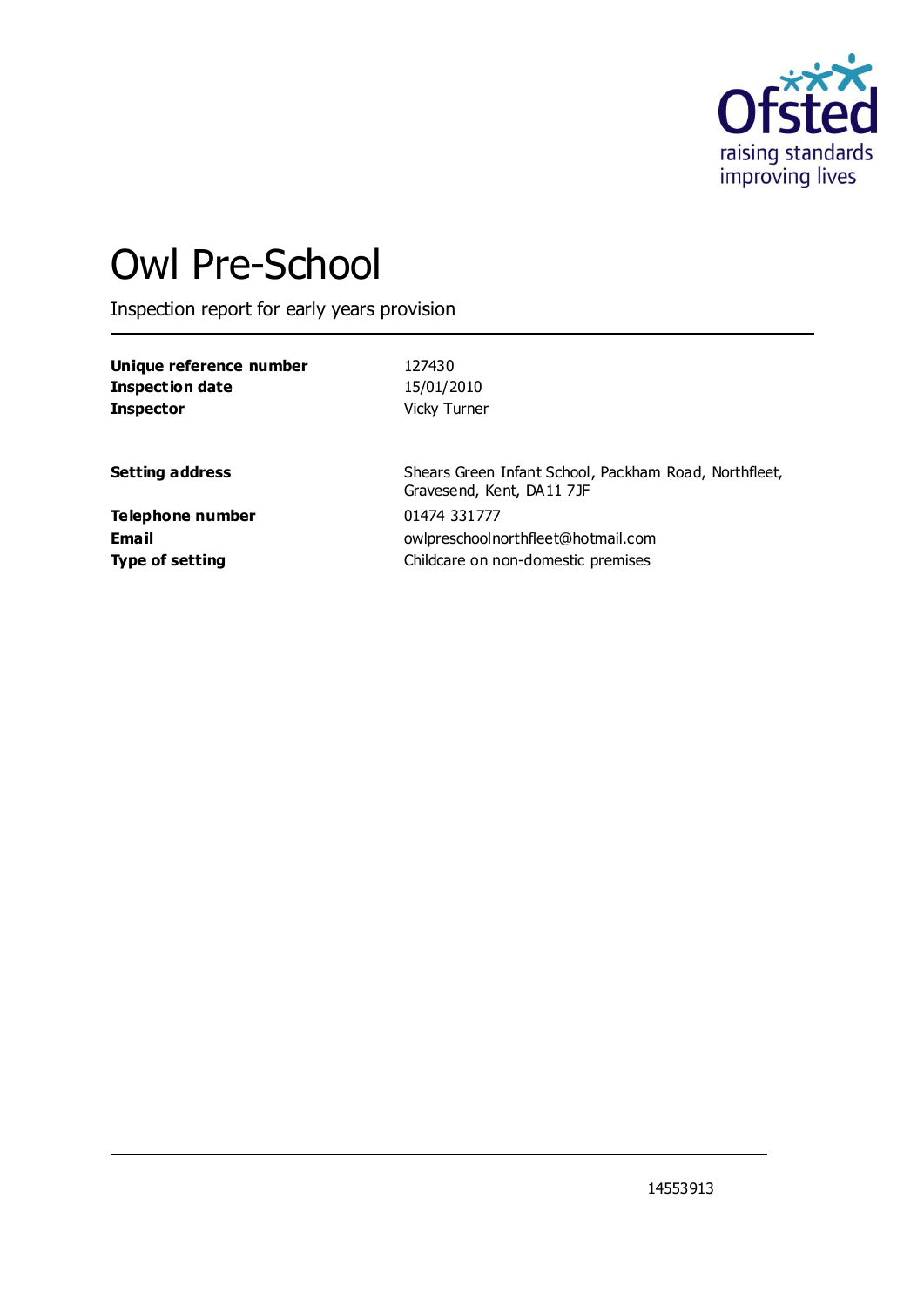Ofsted
raising standards
improving lives

# Owl Pre-School

Inspection report for early years provision

| | |
|---|---|
| **Unique reference number** | 127430 |
| **Inspection date** | 15/01/2010 |
| **Inspector** | Vicky Turner |
| | |
| **Setting address** | Shears Green Infant School, Packham Road, Northfleet, Gravesend, Kent, DA11 7JF |
| **Telephone number** | 01474 331777 |
| **Email** | owlpreschoolnorthfleet@hotmail.com |
| **Type of setting** | Childcare on non-domestic premises |

14553913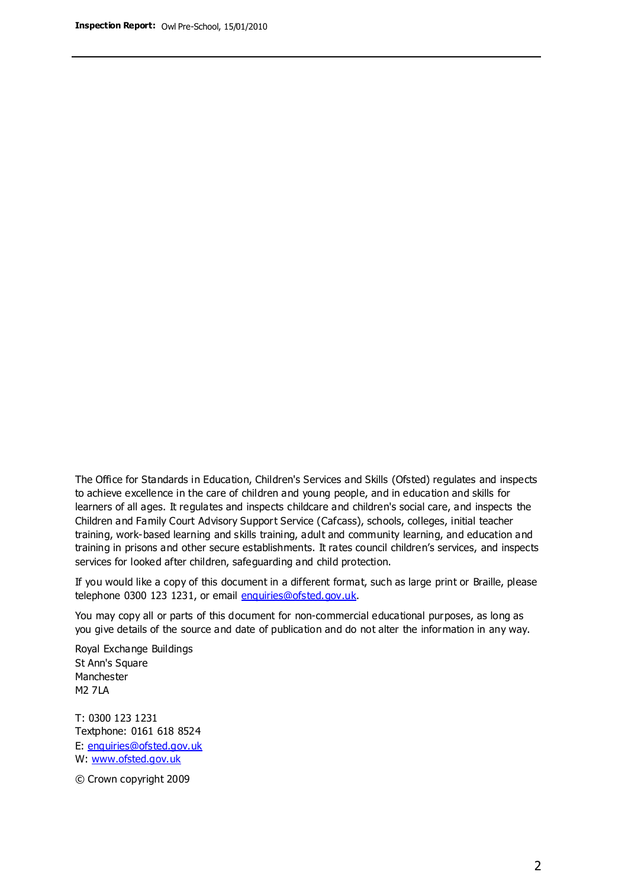The Office for Standards in Education, Children's Services and Skills (Ofsted) regulates and inspects to achieve excellence in the care of children and young people, and in education and skills for learners of all ages. It regulates and inspects childcare and children's social care, and inspects the Children and Family Court Advisory Support Service (Cafcass), schools, colleges, initial teacher training, work-based learning and skills training, adult and community learning, and education and training in prisons and other secure establishments. It rates council children's services, and inspects services for looked after children, safeguarding and child protection.

If you would like a copy of this document in a different format, such as large print or Braille, please telephone 0300 123 1231, or email enquiries@ofsted.gov.uk.

You may copy all or parts of this document for non-commercial educational purposes, as long as you give details of the source and date of publication and do not alter the information in any way.

Royal Exchange Buildings
St Ann's Square
Manchester
M2 7LA

T: 0300 123 1231
Textphone: 0161 618 8524
E: enquiries@ofsted.gov.uk
W: www.ofsted.gov.uk

© Crown copyright 2009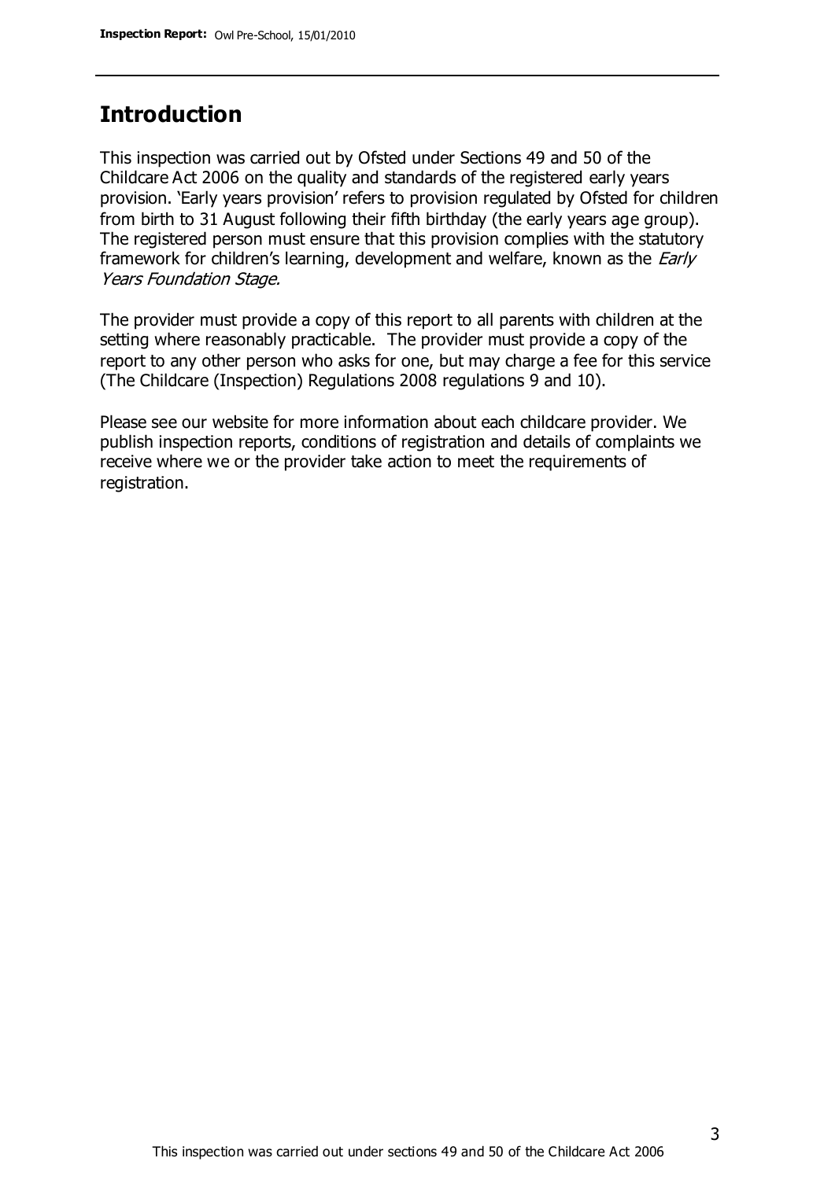## Introduction

This inspection was carried out by Ofsted under Sections 49 and 50 of the Childcare Act 2006 on the quality and standards of the registered early years provision. 'Early years provision' refers to provision regulated by Ofsted for children from birth to 31 August following their fifth birthday (the early years age group). The registered person must ensure that this provision complies with the statutory framework for children's learning, development and welfare, known as the *Early Years Foundation Stage.*

The provider must provide a copy of this report to all parents with children at the setting where reasonably practicable. The provider must provide a copy of the report to any other person who asks for one, but may charge a fee for this service (The Childcare (Inspection) Regulations 2008 regulations 9 and 10).

Please see our website for more information about each childcare provider. We publish inspection reports, conditions of registration and details of complaints we receive where we or the provider take action to meet the requirements of registration.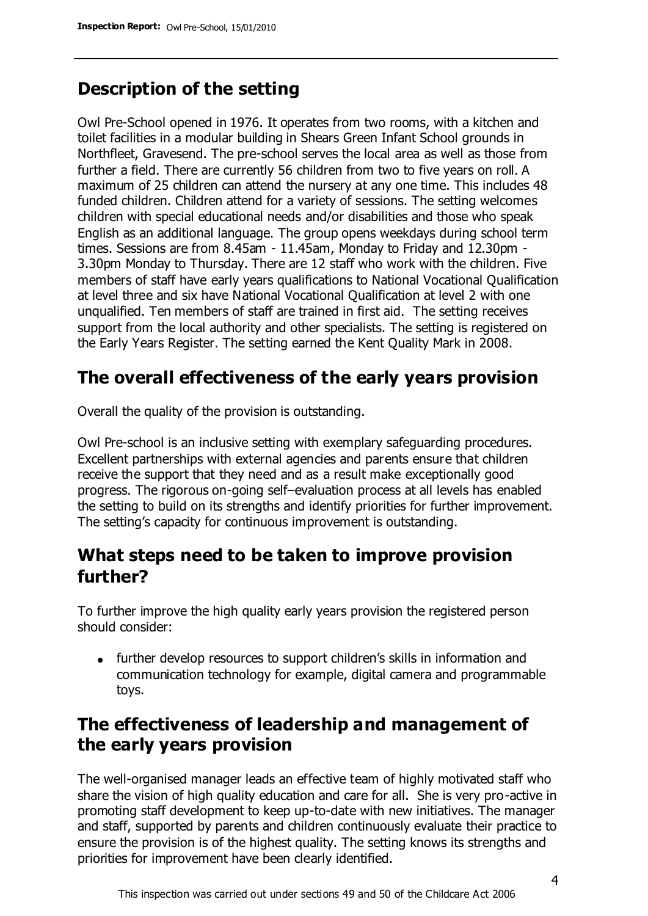## Description of the setting

Owl Pre-School opened in 1976. It operates from two rooms, with a kitchen and toilet facilities in a modular building in Shears Green Infant School grounds in Northfleet, Gravesend. The pre-school serves the local area as well as those from further a field. There are currently 56 children from two to five years on roll. A maximum of 25 children can attend the nursery at any one time. This includes 48 funded children. Children attend for a variety of sessions. The setting welcomes children with special educational needs and/or disabilities and those who speak English as an additional language. The group opens weekdays during school term times. Sessions are from 8.45am - 11.45am, Monday to Friday and 12.30pm - 3.30pm Monday to Thursday. There are 12 staff who work with the children. Five members of staff have early years qualifications to National Vocational Qualification at level three and six have National Vocational Qualification at level 2 with one unqualified. Ten members of staff are trained in first aid. The setting receives support from the local authority and other specialists. The setting is registered on the Early Years Register. The setting earned the Kent Quality Mark in 2008.

## The overall effectiveness of the early years provision

Overall the quality of the provision is outstanding.

Owl Pre-school is an inclusive setting with exemplary safeguarding procedures. Excellent partnerships with external agencies and parents ensure that children receive the support that they need and as a result make exceptionally good progress. The rigorous on-going self–evaluation process at all levels has enabled the setting to build on its strengths and identify priorities for further improvement. The setting's capacity for continuous improvement is outstanding.

## What steps need to be taken to improve provision further?

To further improve the high quality early years provision the registered person should consider:

- further develop resources to support children's skills in information and communication technology for example, digital camera and programmable toys.

## The effectiveness of leadership and management of the early years provision

The well-organised manager leads an effective team of highly motivated staff who share the vision of high quality education and care for all. She is very pro-active in promoting staff development to keep up-to-date with new initiatives. The manager and staff, supported by parents and children continuously evaluate their practice to ensure the provision is of the highest quality. The setting knows its strengths and priorities for improvement have been clearly identified.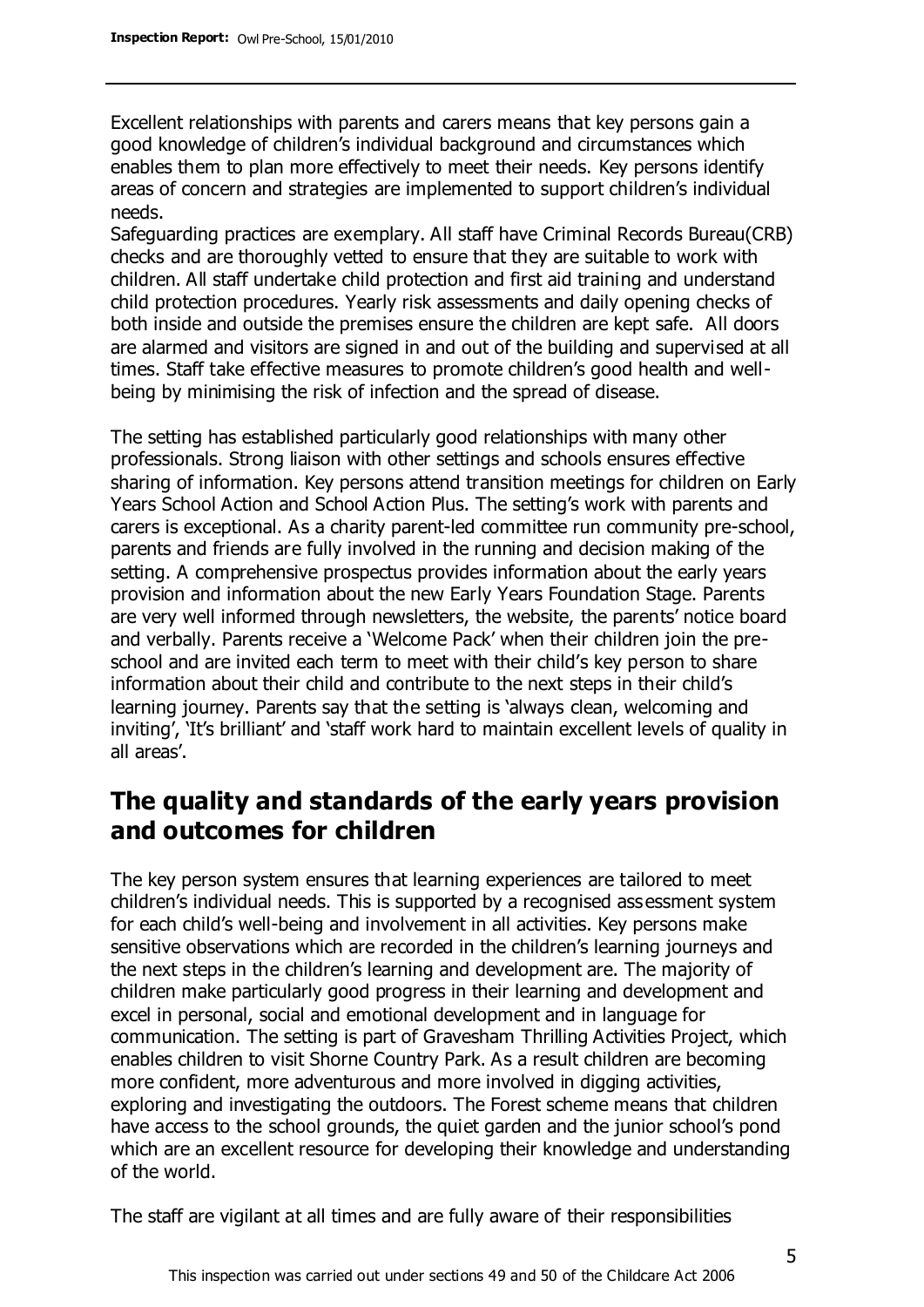Excellent relationships with parents and carers means that key persons gain a good knowledge of children's individual background and circumstances which enables them to plan more effectively to meet their needs. Key persons identify areas of concern and strategies are implemented to support children's individual needs.

Safeguarding practices are exemplary. All staff have Criminal Records Bureau(CRB) checks and are thoroughly vetted to ensure that they are suitable to work with children. All staff undertake child protection and first aid training and understand child protection procedures. Yearly risk assessments and daily opening checks of both inside and outside the premises ensure the children are kept safe. All doors are alarmed and visitors are signed in and out of the building and supervised at all times. Staff take effective measures to promote children's good health and well-being by minimising the risk of infection and the spread of disease.

The setting has established particularly good relationships with many other professionals. Strong liaison with other settings and schools ensures effective sharing of information. Key persons attend transition meetings for children on Early Years School Action and School Action Plus. The setting's work with parents and carers is exceptional. As a charity parent-led committee run community pre-school, parents and friends are fully involved in the running and decision making of the setting. A comprehensive prospectus provides information about the early years provision and information about the new Early Years Foundation Stage. Parents are very well informed through newsletters, the website, the parents' notice board and verbally. Parents receive a 'Welcome Pack' when their children join the pre-school and are invited each term to meet with their child's key person to share information about their child and contribute to the next steps in their child's learning journey. Parents say that the setting is 'always clean, welcoming and inviting', 'It's brilliant' and 'staff work hard to maintain excellent levels of quality in all areas'.

## The quality and standards of the early years provision and outcomes for children

The key person system ensures that learning experiences are tailored to meet children's individual needs. This is supported by a recognised assessment system for each child's well-being and involvement in all activities. Key persons make sensitive observations which are recorded in the children's learning journeys and the next steps in the children's learning and development are. The majority of children make particularly good progress in their learning and development and excel in personal, social and emotional development and in language for communication. The setting is part of Gravesham Thrilling Activities Project, which enables children to visit Shorne Country Park. As a result children are becoming more confident, more adventurous and more involved in digging activities, exploring and investigating the outdoors. The Forest scheme means that children have access to the school grounds, the quiet garden and the junior school's pond which are an excellent resource for developing their knowledge and understanding of the world.

The staff are vigilant at all times and are fully aware of their responsibilities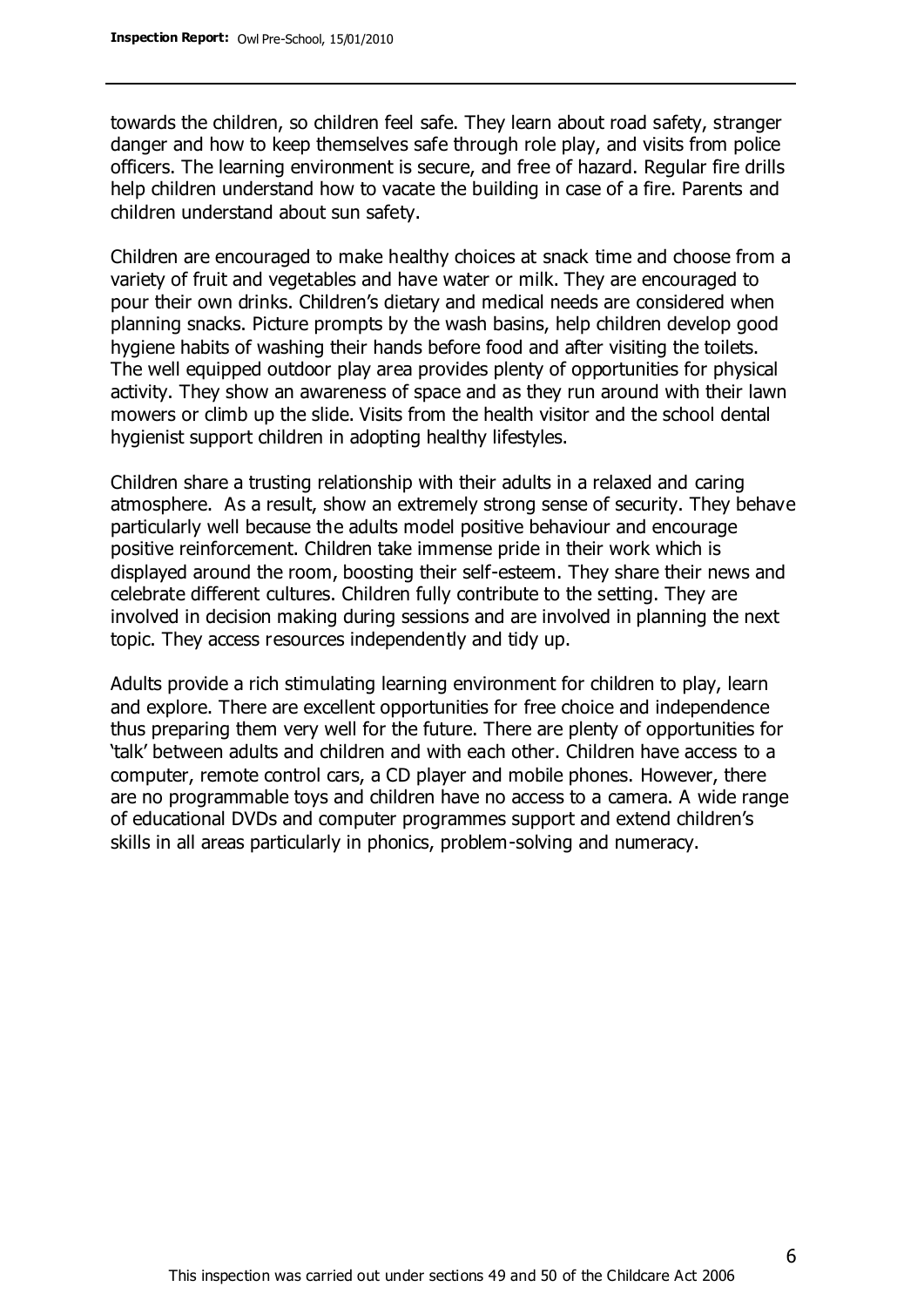towards the children, so children feel safe. They learn about road safety, stranger danger and how to keep themselves safe through role play, and visits from police officers. The learning environment is secure, and free of hazard. Regular fire drills help children understand how to vacate the building in case of a fire. Parents and children understand about sun safety.

Children are encouraged to make healthy choices at snack time and choose from a variety of fruit and vegetables and have water or milk. They are encouraged to pour their own drinks. Children's dietary and medical needs are considered when planning snacks. Picture prompts by the wash basins, help children develop good hygiene habits of washing their hands before food and after visiting the toilets. The well equipped outdoor play area provides plenty of opportunities for physical activity. They show an awareness of space and as they run around with their lawn mowers or climb up the slide. Visits from the health visitor and the school dental hygienist support children in adopting healthy lifestyles.

Children share a trusting relationship with their adults in a relaxed and caring atmosphere. As a result, show an extremely strong sense of security. They behave particularly well because the adults model positive behaviour and encourage positive reinforcement. Children take immense pride in their work which is displayed around the room, boosting their self-esteem. They share their news and celebrate different cultures. Children fully contribute to the setting. They are involved in decision making during sessions and are involved in planning the next topic. They access resources independently and tidy up.

Adults provide a rich stimulating learning environment for children to play, learn and explore. There are excellent opportunities for free choice and independence thus preparing them very well for the future. There are plenty of opportunities for 'talk' between adults and children and with each other. Children have access to a computer, remote control cars, a CD player and mobile phones. However, there are no programmable toys and children have no access to a camera. A wide range of educational DVDs and computer programmes support and extend children's skills in all areas particularly in phonics, problem-solving and numeracy.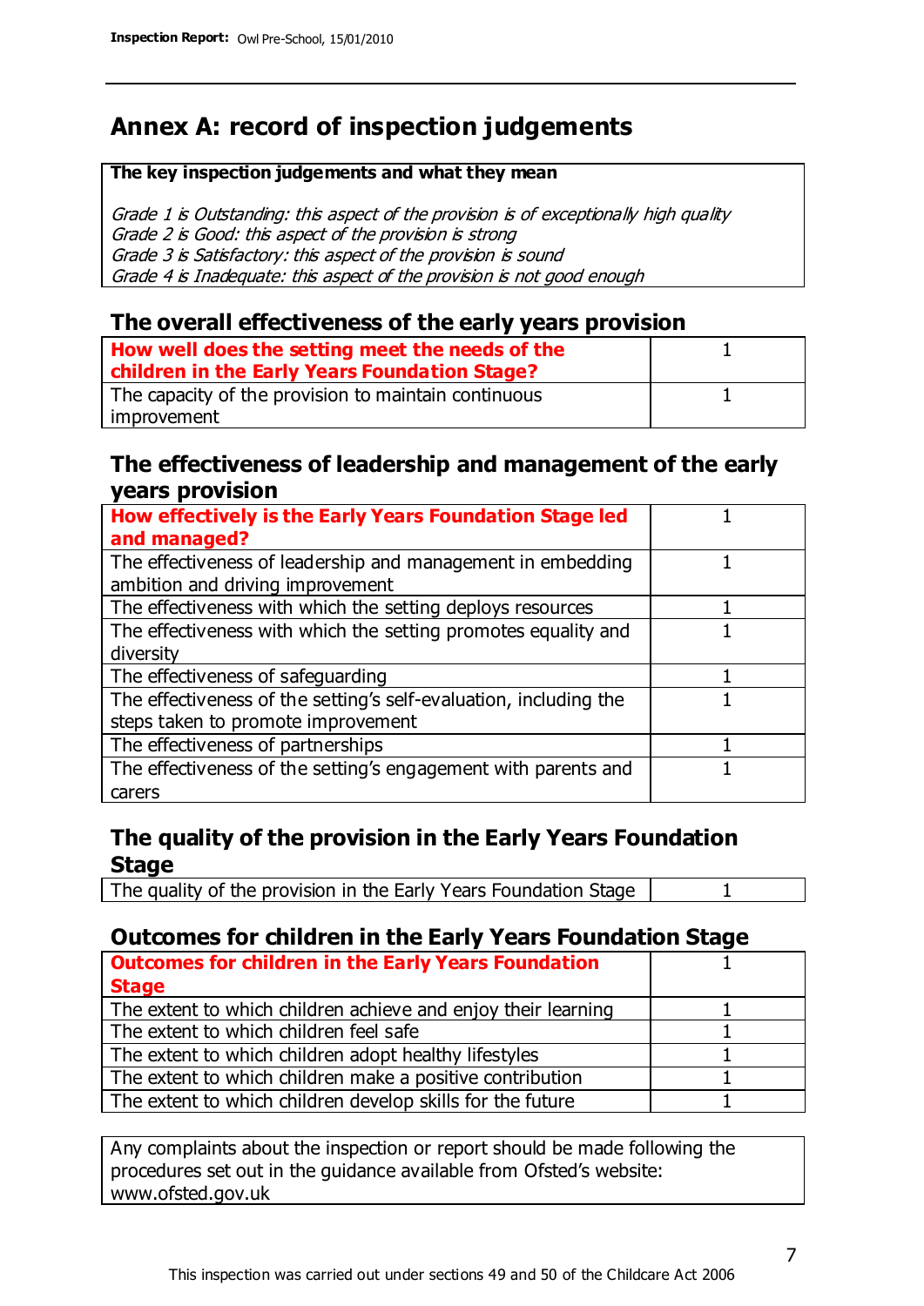# Annex A: record of inspection judgements

| The key inspection judgements and what they mean |
|---|
| *Grade 1 is Outstanding: this aspect of the provision is of exceptionally high quality*<br>*Grade 2 is Good: this aspect of the provision is strong*<br>*Grade 3 is Satisfactory: this aspect of the provision is sound*<br>*Grade 4 is Inadequate: this aspect of the provision is not good enough* |

## The overall effectiveness of the early years provision

| | |
|---|---|
| **How well does the setting meet the needs of the children in the Early Years Foundation Stage?** | 1 |
| The capacity of the provision to maintain continuous improvement | 1 |

## The effectiveness of leadership and management of the early years provision

| | |
|---|---|
| **How effectively is the Early Years Foundation Stage led and managed?** | 1 |
| The effectiveness of leadership and management in embedding ambition and driving improvement | 1 |
| The effectiveness with which the setting deploys resources | 1 |
| The effectiveness with which the setting promotes equality and diversity | 1 |
| The effectiveness of safeguarding | 1 |
| The effectiveness of the setting's self-evaluation, including the steps taken to promote improvement | 1 |
| The effectiveness of partnerships | 1 |
| The effectiveness of the setting's engagement with parents and carers | 1 |

## The quality of the provision in the Early Years Foundation Stage

| | |
|---|---|
| The quality of the provision in the Early Years Foundation Stage | 1 |

## Outcomes for children in the Early Years Foundation Stage

| | |
|---|---|
| **Outcomes for children in the Early Years Foundation Stage** | 1 |
| The extent to which children achieve and enjoy their learning | 1 |
| The extent to which children feel safe | 1 |
| The extent to which children adopt healthy lifestyles | 1 |
| The extent to which children make a positive contribution | 1 |
| The extent to which children develop skills for the future | 1 |

Any complaints about the inspection or report should be made following the procedures set out in the guidance available from Ofsted's website: www.ofsted.gov.uk

This inspection was carried out under sections 49 and 50 of the Childcare Act 2006